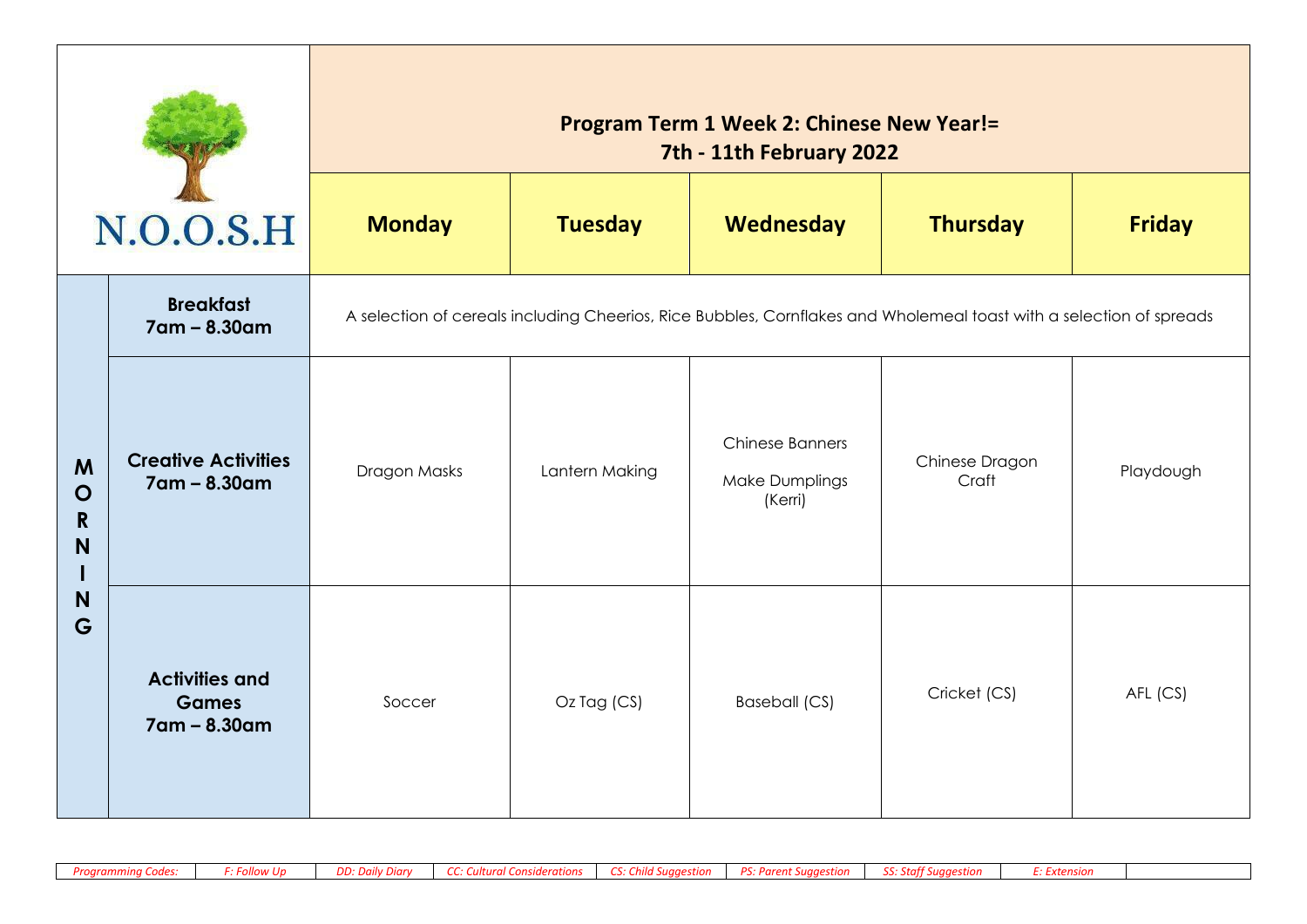| N.O.O.S.H | | Program Term 1 Week 2: Chinese New Year!= 7th - 11th February 2022 | | | | |
|---|---|---|---|---|---|---|
| | | **Monday** | **Tuesday** | **Wednesday** | **Thursday** | **Friday** |
| **MORNING** | **Breakfast 7am – 8.30am** | A selection of cereals including Cheerios, Rice Bubbles, Cornflakes and Wholemeal toast with a selection of spreads | | | | |
| | **Creative Activities 7am – 8.30am** | Dragon Masks | Lantern Making | Chinese Banners<br>Make Dumplings (Kerri) | Chinese Dragon Craft | Playdough |
| | **Activities and Games 7am – 8.30am** | Soccer | Oz Tag (CS) | Baseball (CS) | Cricket (CS) | AFL (CS) |

| *Programming Codes:* | *F: Follow Up* | *DD: Daily Diary* | *CC: Cultural Considerations* | *CS: Child Suggestion* | *PS: Parent Suggestion* | *SS: Staff Suggestion* | *E: Extension* | |
|---|---|---|---|---|---|---|---|---|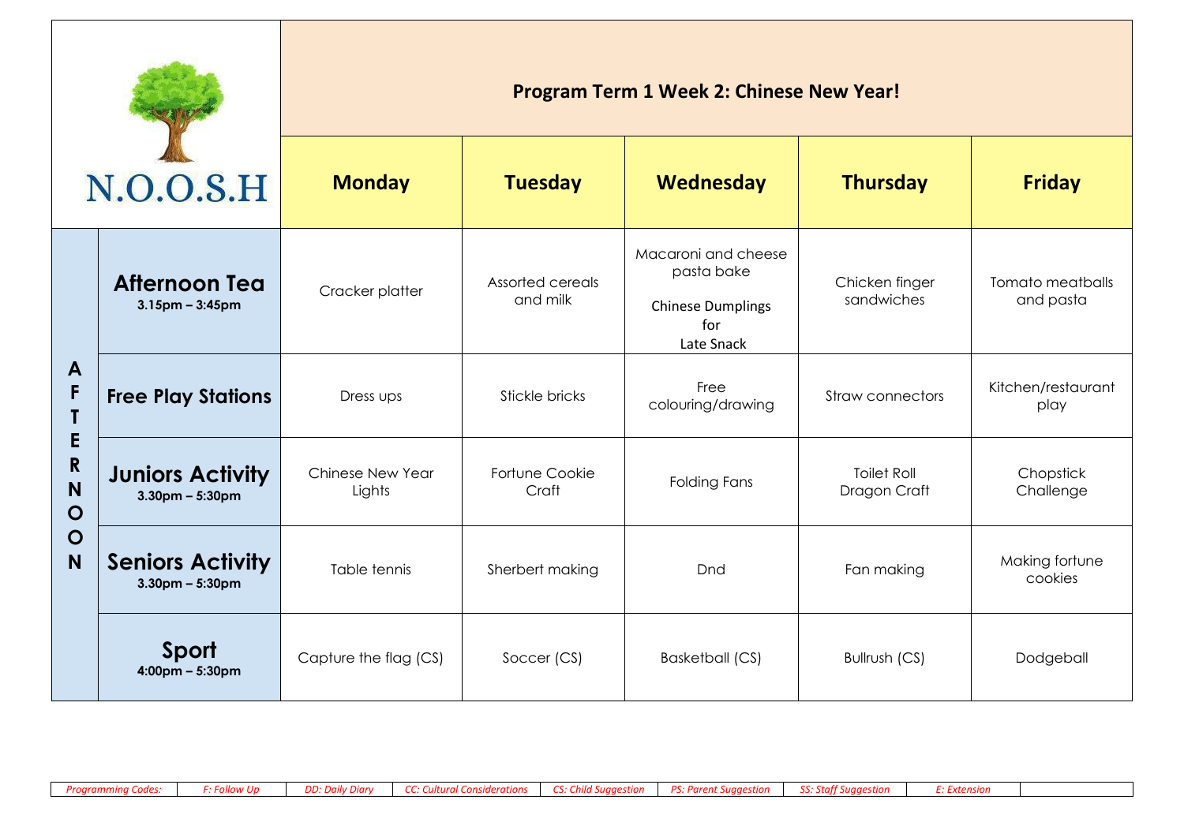| N.O.O.S.H | Program Term 1 Week 2: Chinese New Year! | | | | |
|---|---|---|---|---|---|
| | **Monday** | **Tuesday** | **Wednesday** | **Thursday** | **Friday** |
| **AFTERNOON** **Afternoon Tea** 3.15pm – 3:45pm | Cracker platter | Assorted cereals and milk | Macaroni and cheese pasta bake<br>Chinese Dumplings for Late Snack | Chicken finger sandwiches | Tomato meatballs and pasta |
| **Free Play Stations** | Dress ups | Stickle bricks | Free colouring/drawing | Straw connectors | Kitchen/restaurant play |
| **Juniors Activity** 3.30pm – 5:30pm | Chinese New Year Lights | Fortune Cookie Craft | Folding Fans | Toilet Roll Dragon Craft | Chopstick Challenge |
| **Seniors Activity** 3.30pm – 5:30pm | Table tennis | Sherbert making | Dnd | Fan making | Making fortune cookies |
| **Sport** 4:00pm – 5:30pm | Capture the flag (CS) | Soccer (CS) | Basketball (CS) | Bullrush (CS) | Dodgeball |

| *Programming Codes:* | *F: Follow Up* | *DD: Daily Diary* | *CC: Cultural Considerations* | *CS: Child Suggestion* | *PS: Parent Suggestion* | *SS: Staff Suggestion* | *E: Extension* | |
|---|---|---|---|---|---|---|---|---|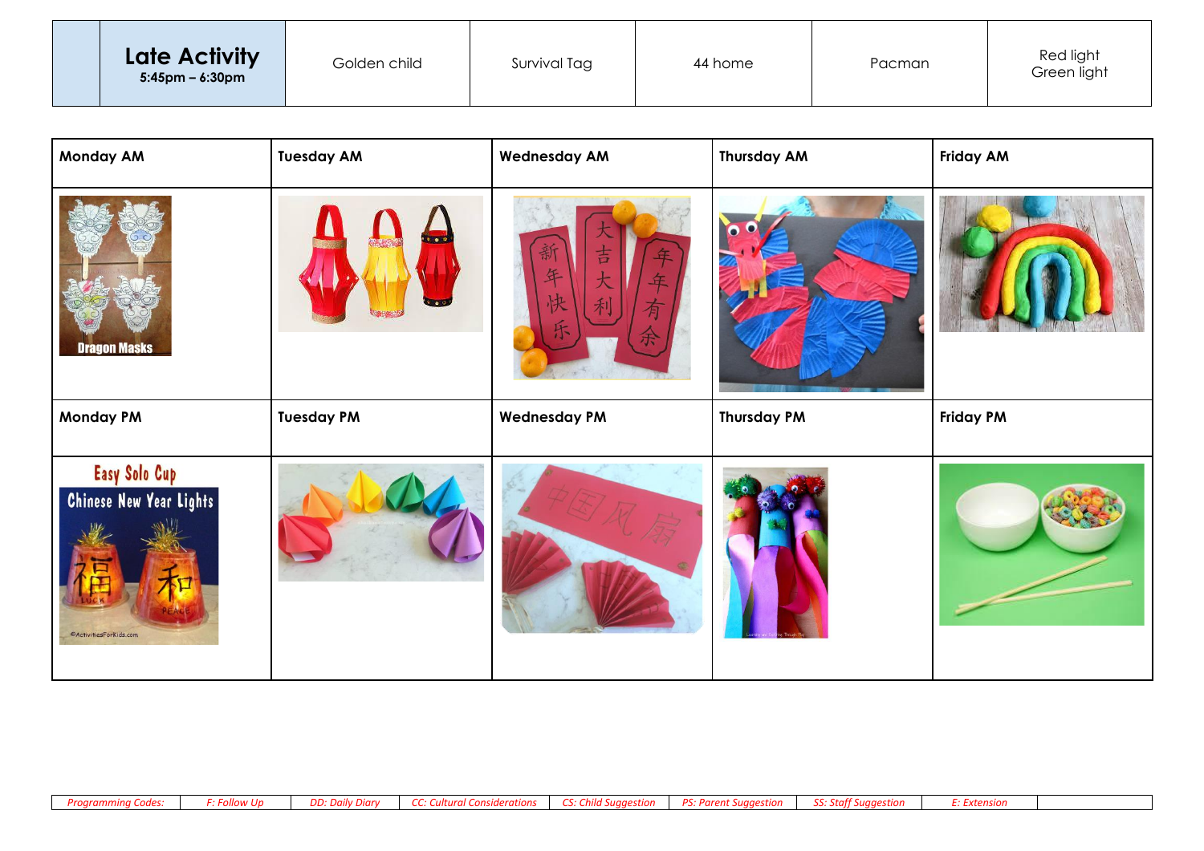| | Late Activity 5:45pm – 6:30pm | Golden child | Survival Tag | 44 home | Pacman | Red light Green light |
|---|---|---|---|---|---|---|

| Monday AM | Tuesday AM | Wednesday AM | Thursday AM | Friday AM |
|---|---|---|---|---|
| Dragon Masks | | 新年快乐 大吉大利 年年有余 | | |
| **Monday PM** | **Tuesday PM** | **Wednesday PM** | **Thursday PM** | **Friday PM** |
| Easy Solo Cup Chinese New Year Lights 福 LUCK 和 PEACE ©ActivitiesForKids.com | | 中国风扇 | | |

| *Programming Codes:* | *F: Follow Up* | *DD: Daily Diary* | *CC: Cultural Considerations* | *CS: Child Suggestion* | *PS: Parent Suggestion* | *SS: Staff Suggestion* | *E: Extension* | |
|---|---|---|---|---|---|---|---|---|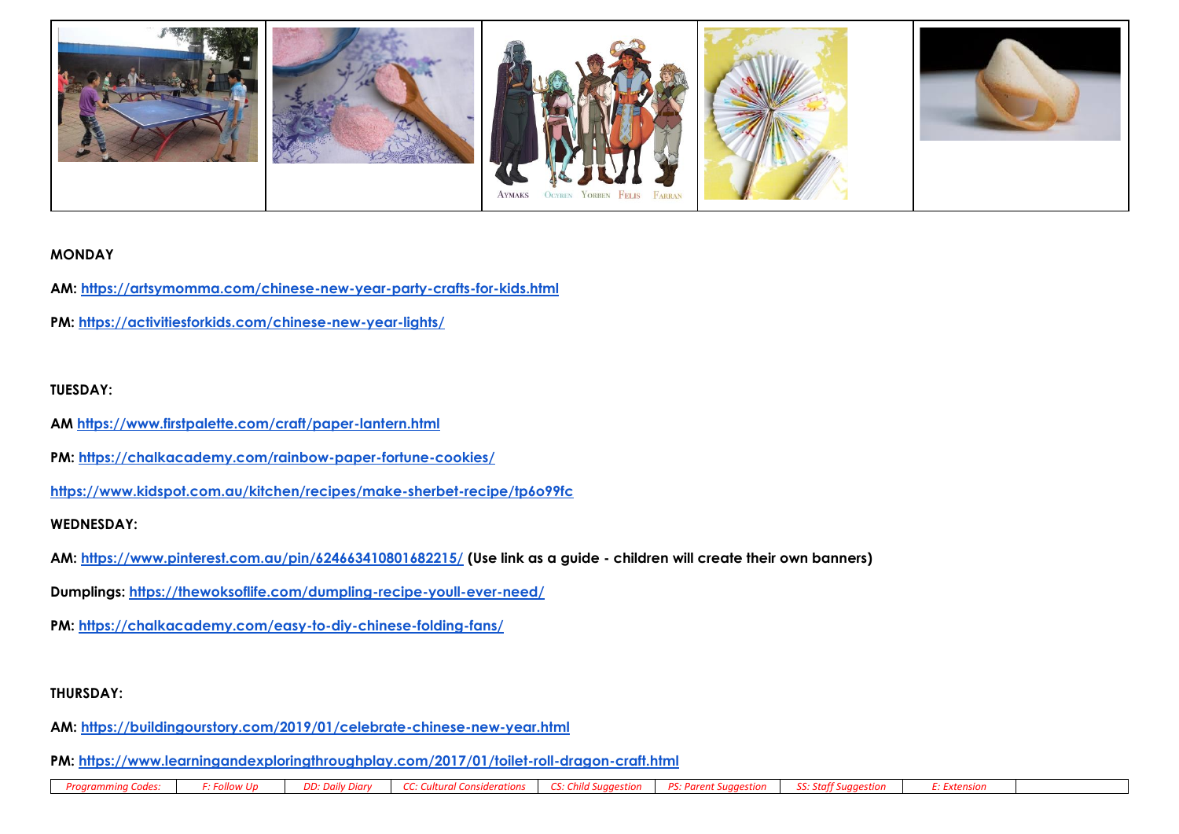| | | | | |
|---|---|---|---|---|
| | | AYMAKS OCYREN YORBEN FELIS FARRAN | | |

**MONDAY**

**AM: https://artsymomma.com/chinese-new-year-party-crafts-for-kids.html**

**PM: https://activitiesforkids.com/chinese-new-year-lights/**

**TUESDAY:**

**AM https://www.firstpalette.com/craft/paper-lantern.html**

**PM: https://chalkacademy.com/rainbow-paper-fortune-cookies/**

**https://www.kidspot.com.au/kitchen/recipes/make-sherbet-recipe/tp6o99fc**

**WEDNESDAY:**

**AM: https://www.pinterest.com.au/pin/624663410801682215/ (Use link as a guide - children will create their own banners)**

**Dumplings: https://thewoksoflife.com/dumpling-recipe-youll-ever-need/**

**PM: https://chalkacademy.com/easy-to-diy-chinese-folding-fans/**

**THURSDAY:**

**AM: https://buildingourstory.com/2019/01/celebrate-chinese-new-year.html**

**PM: https://www.learningandexploringthroughplay.com/2017/01/toilet-roll-dragon-craft.html**

| *Programming Codes:* | *F: Follow Up* | *DD: Daily Diary* | *CC: Cultural Considerations* | *CS: Child Suggestion* | *PS: Parent Suggestion* | *SS: Staff Suggestion* | *E: Extension* | |
|---|---|---|---|---|---|---|---|---|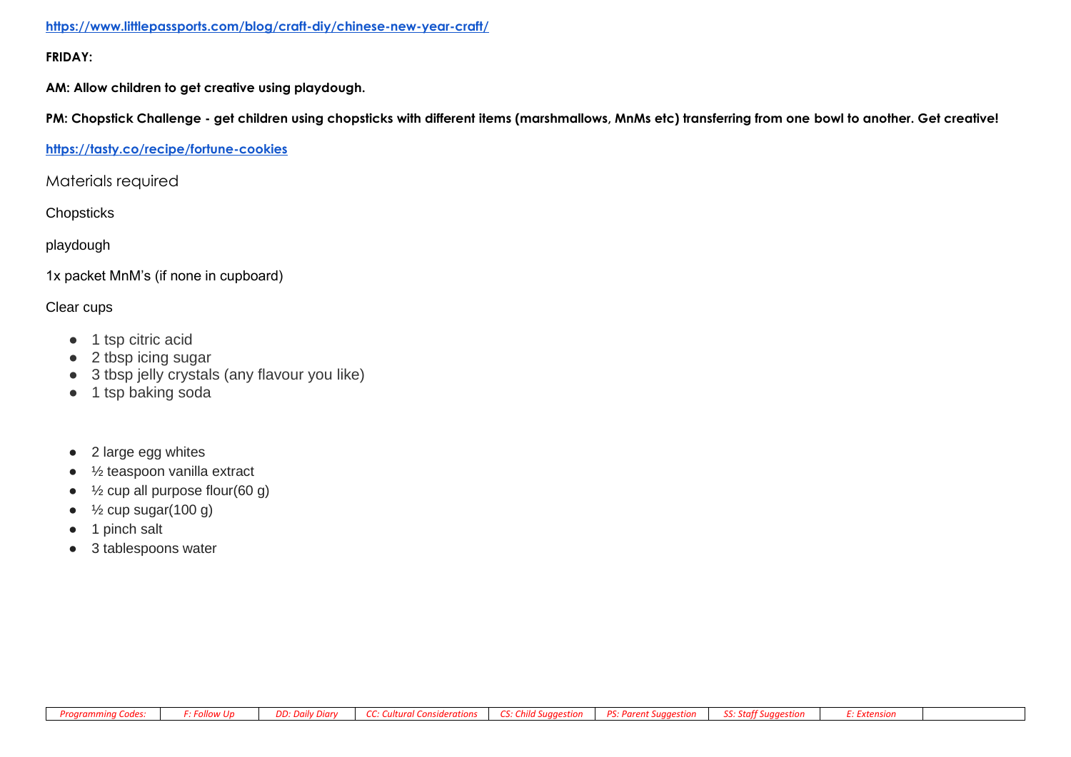https://www.littlepassports.com/blog/craft-diy/chinese-new-year-craft/

**FRIDAY:**

**AM: Allow children to get creative using playdough.**

**PM: Chopstick Challenge - get children using chopsticks with different items (marshmallows, MnMs etc) transferring from one bowl to another. Get creative!**

https://tasty.co/recipe/fortune-cookies

Materials required

Chopsticks

playdough

1x packet MnM's (if none in cupboard)

Clear cups

- 1 tsp citric acid
- 2 tbsp icing sugar
- 3 tbsp jelly crystals (any flavour you like)
- 1 tsp baking soda

- 2 large egg whites
- ½ teaspoon vanilla extract
- ½ cup all purpose flour(60 g)
- ½ cup sugar(100 g)
- 1 pinch salt
- 3 tablespoons water

| | | | | | | | | |
|---|---|---|---|---|---|---|---|---|
| *Programming Codes:* | *F: Follow Up* | *DD: Daily Diary* | *CC: Cultural Considerations* | *CS: Child Suggestion* | *PS: Parent Suggestion* | *SS: Staff Suggestion* | *E: Extension* | |